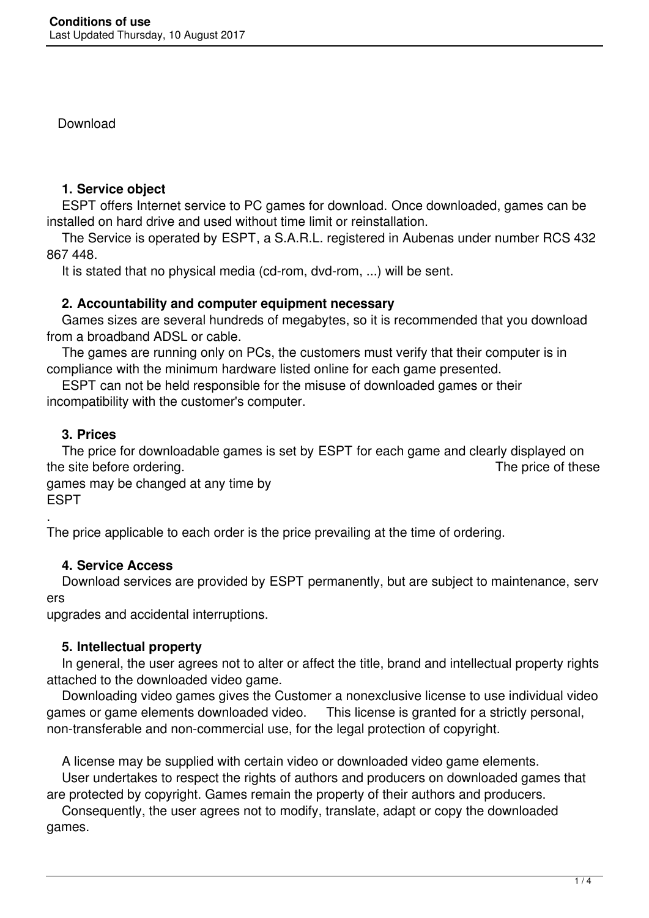Download

### 1. Service object

ESPT offers Internet service to PC games for download. Once downloaded, games can be installed on hard drive and used without time limit or reinstallation.

The Service is operated by ESPT, a S.A.R.L. registered in Aubenas under number RCS 432 867 448.

It is stated that no physical media (cd-rom, dvd-rom, ...) will be sent.

### 2. Accountability and computer equipment necessary

Games sizes are several hundreds of megabytes, so it is recommended that you download from a broadband ADSL or cable.

The games are running only on PCs, the customers must verify that their computer is in compliance with the minimum hardware listed online for each game presented.

ESPT can not be held responsible for the misuse of downloaded games or their incompatibility with the customer's computer.

### 3. Prices

The price for downloadable games is set by ESPT for each game and clearly displayed on the site before ordering. The price of these games may be changed at any time by ESPT.

The price applicable to each order is the price prevailing at the time of ordering.

### 4. Service Access

Download services are provided by ESPT permanently, but are subject to maintenance, servers upgrades and accidental interruptions.

### 5. Intellectual property

In general, the user agrees not to alter or affect the title, brand and intellectual property rights attached to the downloaded video game.

Downloading video games gives the Customer a nonexclusive license to use individual video games or game elements downloaded video. This license is granted for a strictly personal, non-transferable and non-commercial use, for the legal protection of copyright.

A license may be supplied with certain video or downloaded video game elements.

User undertakes to respect the rights of authors and producers on downloaded games that are protected by copyright. Games remain the property of their authors and producers.

Consequently, the user agrees not to modify, translate, adapt or copy the downloaded games.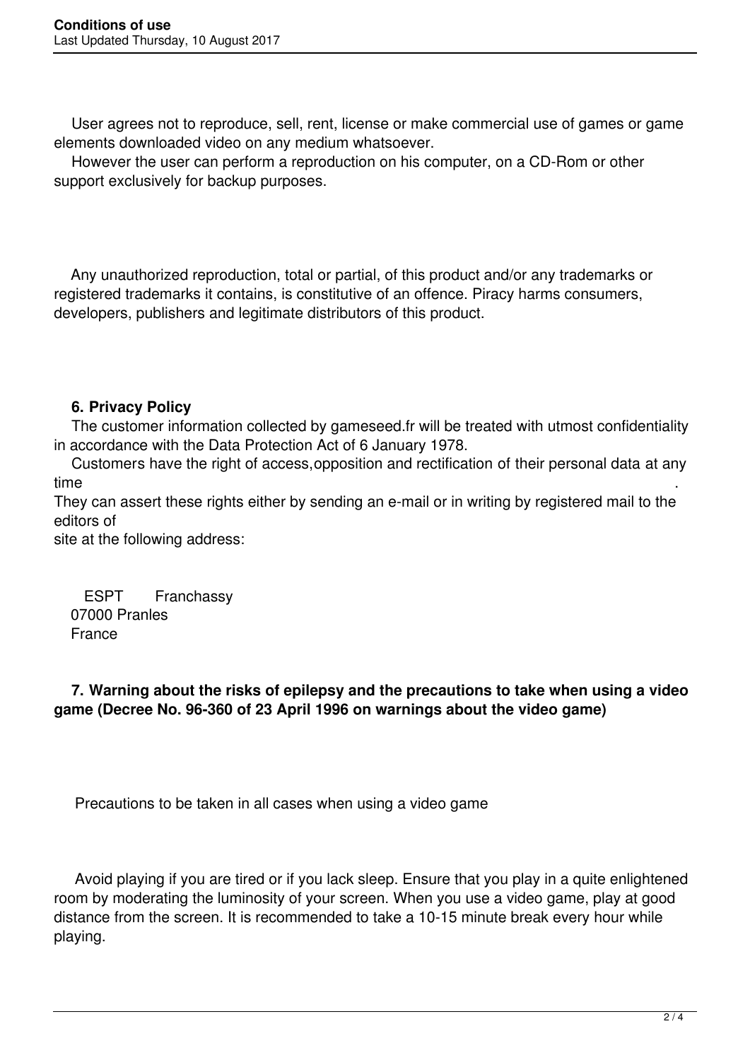User agrees not to reproduce, sell, rent, license or make commercial use of games or game elements downloaded video on any medium whatsoever.

However the user can perform a reproduction on his computer, on a CD-Rom or other support exclusively for backup purposes.

Any unauthorized reproduction, total or partial, of this product and/or any trademarks or registered trademarks it contains, is constitutive of an offence. Piracy harms consumers, developers, publishers and legitimate distributors of this product.

**6. Privacy Policy**

The customer information collected by gameseed.fr will be treated with utmost confidentiality in accordance with the Data Protection Act of 6 January 1978.

Customers have the right of access,opposition and rectification of their personal data at any time .
They can assert these rights either by sending an e-mail or in writing by registered mail to the editors of
site at the following address:

ESPT Franchassy
07000 Pranles
France

**7. Warning about the risks of epilepsy and the precautions to take when using a video game (Decree No. 96-360 of 23 April 1996 on warnings about the video game)**

Precautions to be taken in all cases when using a video game

Avoid playing if you are tired or if you lack sleep. Ensure that you play in a quite enlightened room by moderating the luminosity of your screen. When you use a video game, play at good distance from the screen. It is recommended to take a 10-15 minute break every hour while playing.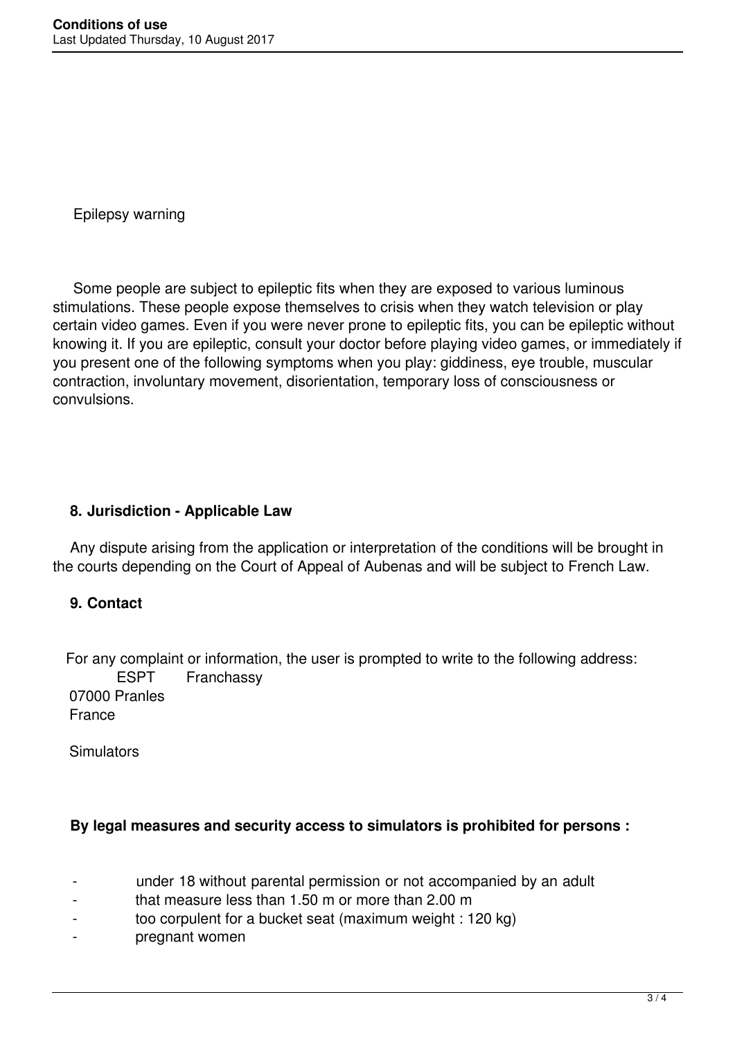Epilepsy warning

Some people are subject to epileptic fits when they are exposed to various luminous stimulations. These people expose themselves to crisis when they watch television or play certain video games. Even if you were never prone to epileptic fits, you can be epileptic without knowing it. If you are epileptic, consult your doctor before playing video games, or immediately if you present one of the following symptoms when you play: giddiness, eye trouble, muscular contraction, involuntary movement, disorientation, temporary loss of consciousness or convulsions.

## 8. Jurisdiction - Applicable Law

Any dispute arising from the application or interpretation of the conditions will be brought in the courts depending on the Court of Appeal of Aubenas and will be subject to French Law.

## 9. Contact

For any complaint or information, the user is prompted to write to the following address:

ESPT Franchassy
07000 Pranles
France

Simulators

**By legal measures and security access to simulators is prohibited for persons :**

- under 18 without parental permission or not accompanied by an adult
- that measure less than 1.50 m or more than 2.00 m
- too corpulent for a bucket seat (maximum weight : 120 kg)
- pregnant women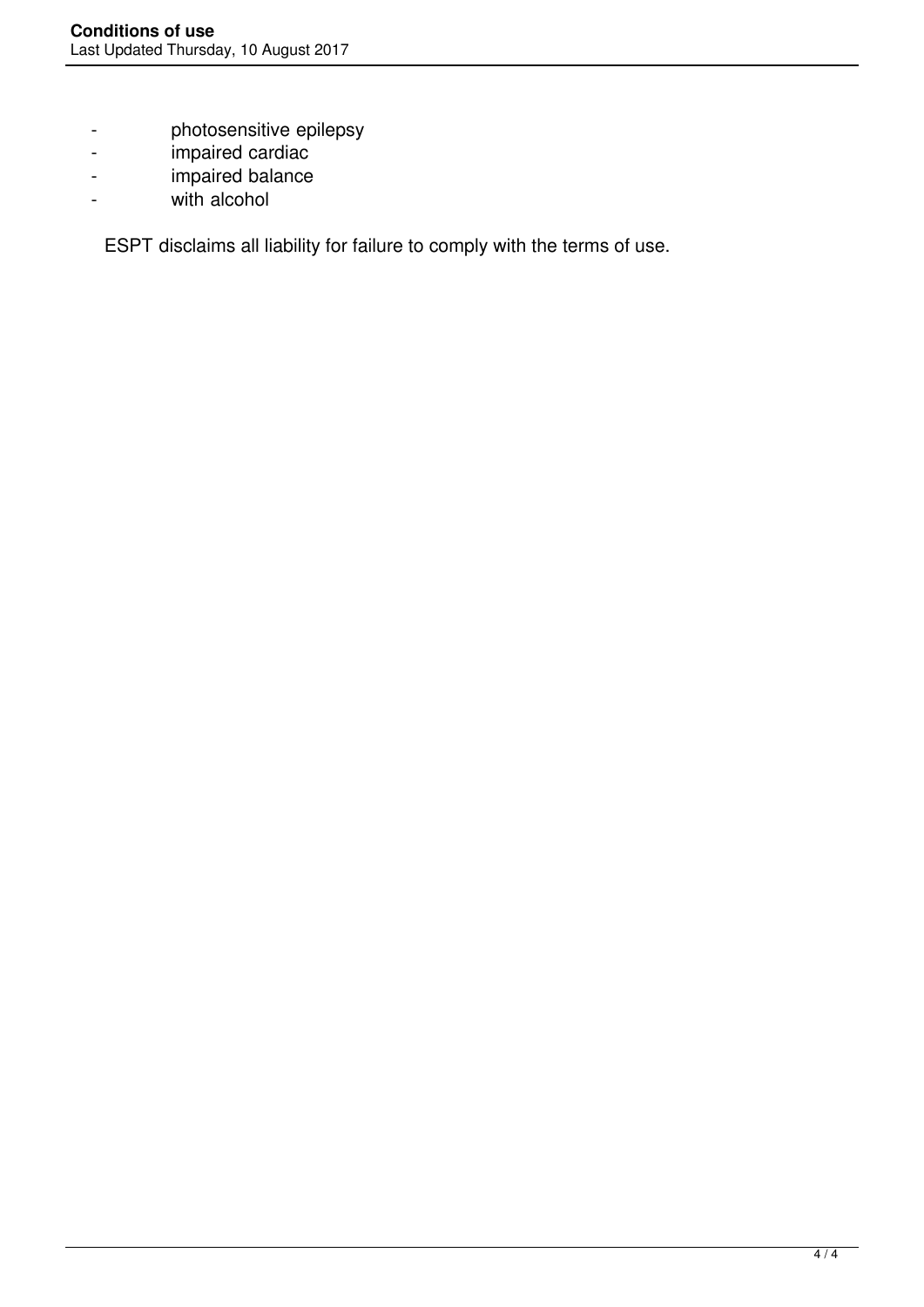- photosensitive epilepsy
- impaired cardiac
- impaired balance
- with alcohol

ESPT disclaims all liability for failure to comply with the terms of use.